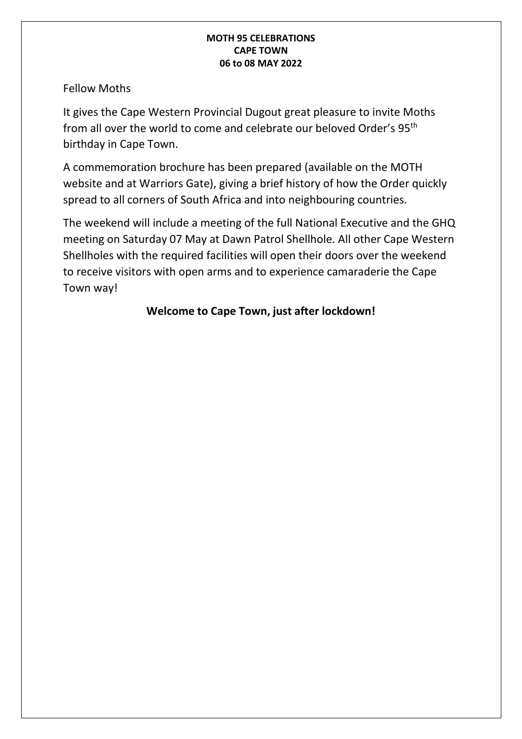**MOTH 95 CELEBRATIONS**
**CAPE TOWN**
**06 to 08 MAY 2022**

Fellow Moths

It gives the Cape Western Provincial Dugout great pleasure to invite Moths from all over the world to come and celebrate our beloved Order's 95th birthday in Cape Town.

A commemoration brochure has been prepared (available on the MOTH website and at Warriors Gate), giving a brief history of how the Order quickly spread to all corners of South Africa and into neighbouring countries.

The weekend will include a meeting of the full National Executive and the GHQ meeting on Saturday 07 May at Dawn Patrol Shellhole. All other Cape Western Shellholes with the required facilities will open their doors over the weekend to receive visitors with open arms and to experience camaraderie the Cape Town way!

**Welcome to Cape Town, just after lockdown!**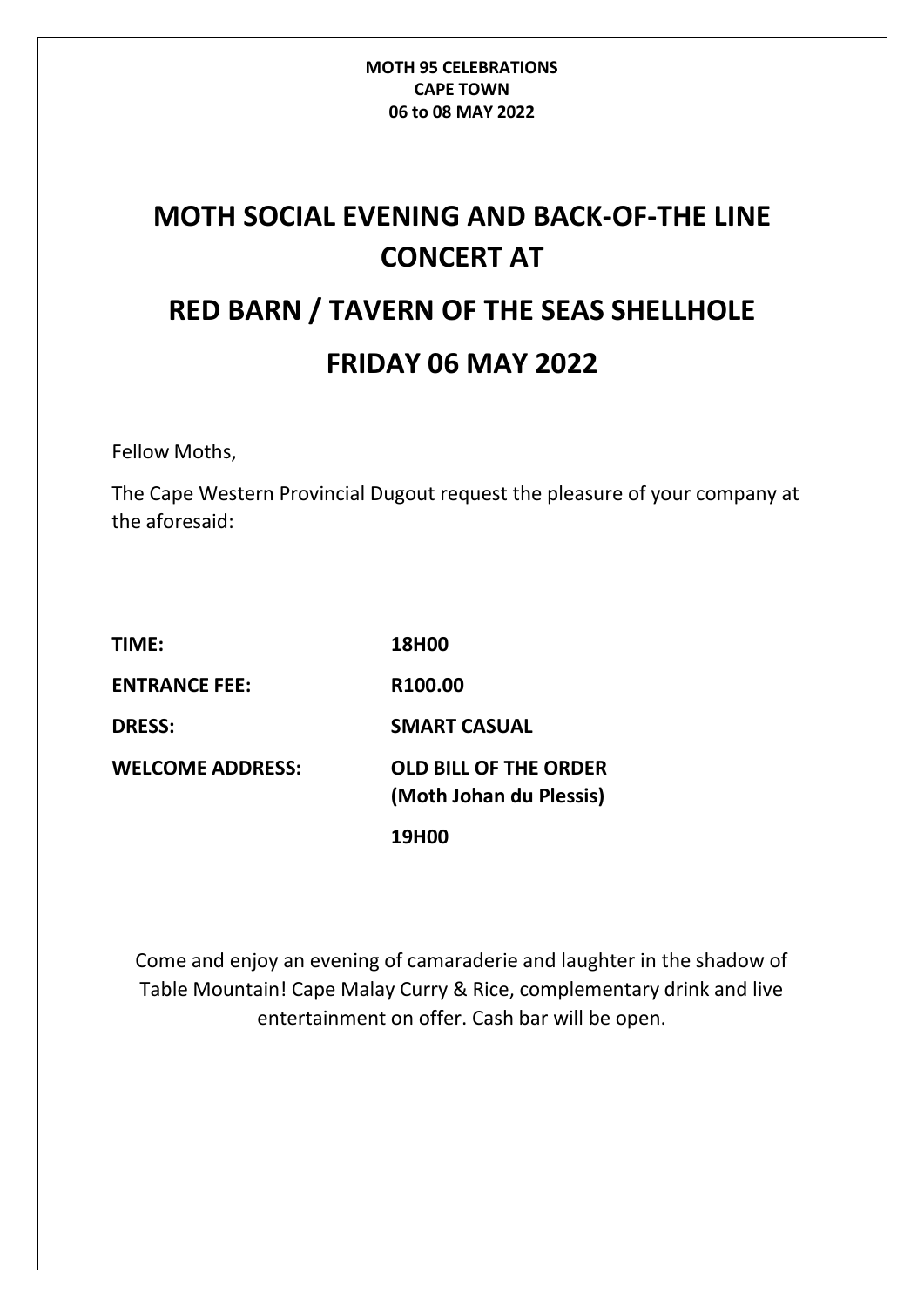**MOTH 95 CELEBRATIONS**
**CAPE TOWN**
**06 to 08 MAY 2022**

# MOTH SOCIAL EVENING AND BACK-OF-THE LINE CONCERT AT

# RED BARN / TAVERN OF THE SEAS SHELLHOLE

# FRIDAY 06 MAY 2022

Fellow Moths,

The Cape Western Provincial Dugout request the pleasure of your company at the aforesaid:

| | |
|---|---|
| **TIME:** | **18H00** |
| **ENTRANCE FEE:** | **R100.00** |
| **DRESS:** | **SMART CASUAL** |
| **WELCOME ADDRESS:** | **OLD BILL OF THE ORDER (Moth Johan du Plessis)** |
| | **19H00** |

Come and enjoy an evening of camaraderie and laughter in the shadow of Table Mountain! Cape Malay Curry & Rice, complementary drink and live entertainment on offer. Cash bar will be open.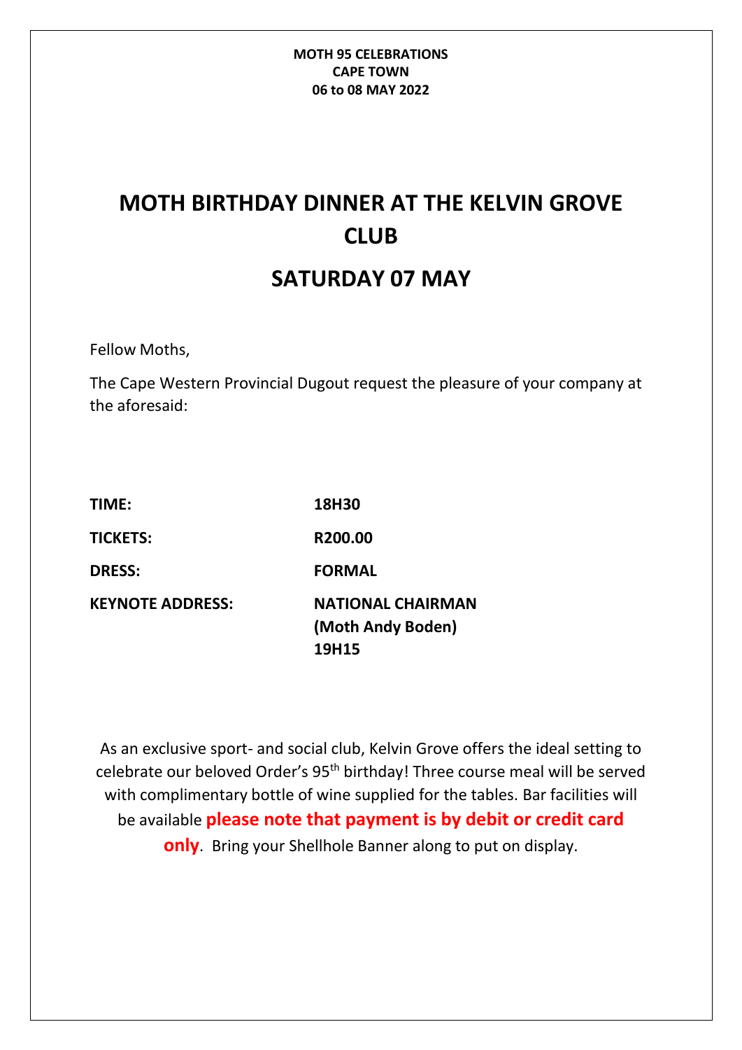**MOTH 95 CELEBRATIONS**
**CAPE TOWN**
**06 to 08 MAY 2022**

# MOTH BIRTHDAY DINNER AT THE KELVIN GROVE CLUB

## SATURDAY 07 MAY

Fellow Moths,

The Cape Western Provincial Dugout request the pleasure of your company at the aforesaid:

| | |
|---|---|
| **TIME:** | **18H30** |
| **TICKETS:** | **R200.00** |
| **DRESS:** | **FORMAL** |
| **KEYNOTE ADDRESS:** | **NATIONAL CHAIRMAN (Moth Andy Boden) 19H15** |

As an exclusive sport- and social club, Kelvin Grove offers the ideal setting to celebrate our beloved Order's 95th birthday! Three course meal will be served with complimentary bottle of wine supplied for the tables. Bar facilities will be available **please note that payment is by debit or credit card only**. Bring your Shellhole Banner along to put on display.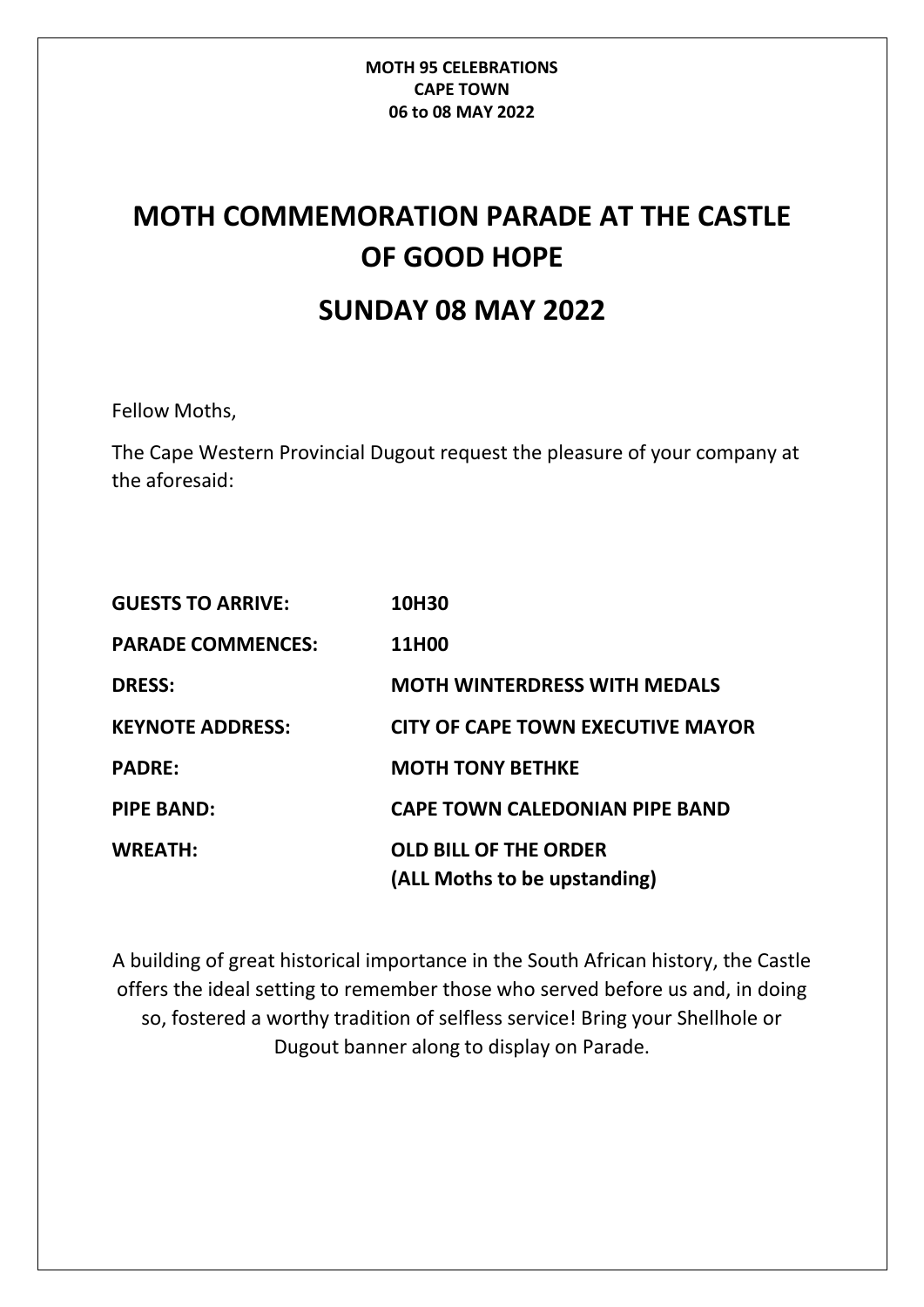**MOTH 95 CELEBRATIONS**
**CAPE TOWN**
**06 to 08 MAY 2022**

# MOTH COMMEMORATION PARADE AT THE CASTLE OF GOOD HOPE

## SUNDAY 08 MAY 2022

Fellow Moths,

The Cape Western Provincial Dugout request the pleasure of your company at the aforesaid:

| | |
|---|---|
| **GUESTS TO ARRIVE:** | **10H30** |
| **PARADE COMMENCES:** | **11H00** |
| **DRESS:** | **MOTH WINTERDRESS WITH MEDALS** |
| **KEYNOTE ADDRESS:** | **CITY OF CAPE TOWN EXECUTIVE MAYOR** |
| **PADRE:** | **MOTH TONY BETHKE** |
| **PIPE BAND:** | **CAPE TOWN CALEDONIAN PIPE BAND** |
| **WREATH:** | **OLD BILL OF THE ORDER (ALL Moths to be upstanding)** |

A building of great historical importance in the South African history, the Castle offers the ideal setting to remember those who served before us and, in doing so, fostered a worthy tradition of selfless service! Bring your Shellhole or Dugout banner along to display on Parade.